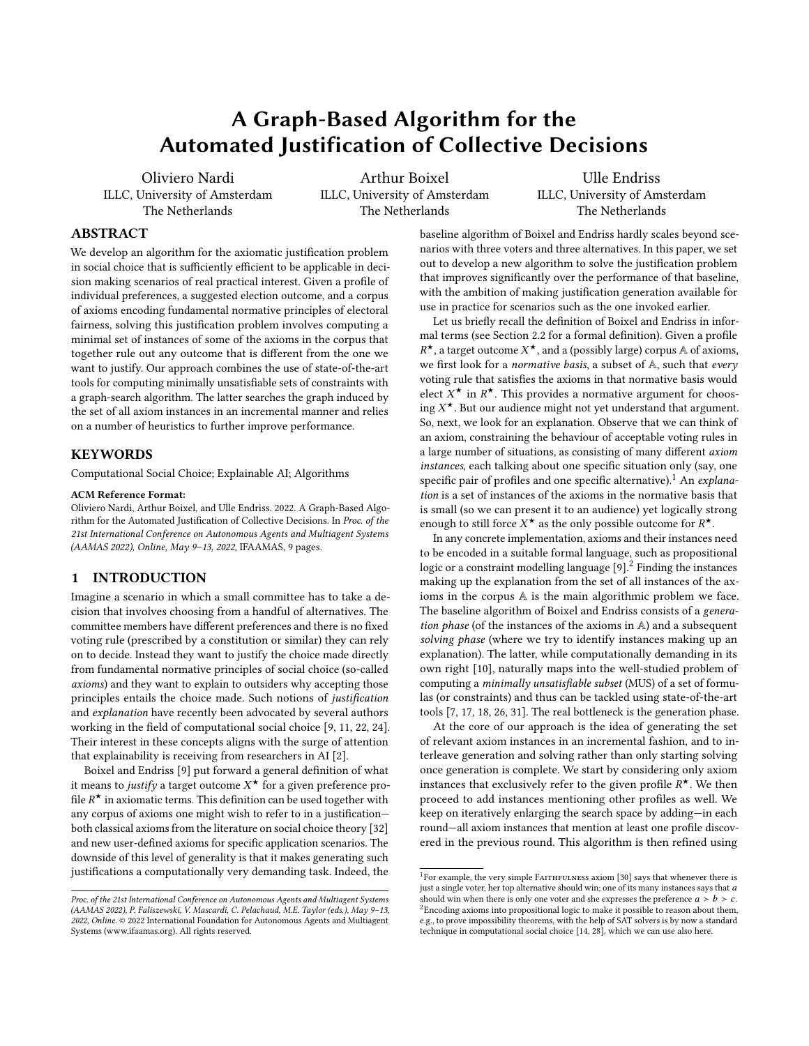# A Graph-Based Algorithm for the Automated Justification of Collective Decisions

Oliviero Nardi
ILLC, University of Amsterdam
The Netherlands

Arthur Boixel
ILLC, University of Amsterdam
The Netherlands

Ulle Endriss
ILLC, University of Amsterdam
The Netherlands

## ABSTRACT

We develop an algorithm for the axiomatic justification problem in social choice that is sufficiently efficient to be applicable in decision making scenarios of real practical interest. Given a profile of individual preferences, a suggested election outcome, and a corpus of axioms encoding fundamental normative principles of electoral fairness, solving this justification problem involves computing a minimal set of instances of some of the axioms in the corpus that together rule out any outcome that is different from the one we want to justify. Our approach combines the use of state-of-the-art tools for computing minimally unsatisfiable sets of constraints with a graph-search algorithm. The latter searches the graph induced by the set of all axiom instances in an incremental manner and relies on a number of heuristics to further improve performance.

## KEYWORDS

Computational Social Choice; Explainable AI; Algorithms

**ACM Reference Format:**
Oliviero Nardi, Arthur Boixel, and Ulle Endriss. 2022. A Graph-Based Algorithm for the Automated Justification of Collective Decisions. In *Proc. of the 21st International Conference on Autonomous Agents and Multiagent Systems (AAMAS 2022), Online, May 9–13, 2022*, IFAAMAS, 9 pages.

## 1 INTRODUCTION

Imagine a scenario in which a small committee has to take a decision that involves choosing from a handful of alternatives. The committee members have different preferences and there is no fixed voting rule (prescribed by a constitution or similar) they can rely on to decide. Instead they want to justify the choice made directly from fundamental normative principles of social choice (so-called *axioms*) and they want to explain to outsiders why accepting those principles entails the choice made. Such notions of *justification* and *explanation* have recently been advocated by several authors working in the field of computational social choice [9, 11, 22, 24]. Their interest in these concepts aligns with the surge of attention that explainability is receiving from researchers in AI [2].

Boixel and Endriss [9] put forward a general definition of what it means to *justify* a target outcome $X^\star$ for a given preference profile $R^\star$ in axiomatic terms. This definition can be used together with any corpus of axioms one might wish to refer to in a justification—both classical axioms from the literature on social choice theory [32] and new user-defined axioms for specific application scenarios. The downside of this level of generality is that it makes generating such justifications a computationally very demanding task. Indeed, the baseline algorithm of Boixel and Endriss hardly scales beyond scenarios with three voters and three alternatives. In this paper, we set out to develop a new algorithm to solve the justification problem that improves significantly over the performance of that baseline, with the ambition of making justification generation available for use in practice for scenarios such as the one invoked earlier.

Let us briefly recall the definition of Boixel and Endriss in informal terms (see Section 2.2 for a formal definition). Given a profile $R^\star$, a target outcome $X^\star$, and a (possibly large) corpus $\mathbb{A}$ of axioms, we first look for a *normative basis*, a subset of $\mathbb{A}$, such that *every* voting rule that satisfies the axioms in that normative basis would elect $X^\star$ in $R^\star$. This provides a normative argument for choosing $X^\star$. But our audience might not yet understand that argument. So, next, we look for an explanation. Observe that we can think of an axiom, constraining the behaviour of acceptable voting rules in a large number of situations, as consisting of many different *axiom instances*, each talking about one specific situation only (say, one specific pair of profiles and one specific alternative).[1] An *explanation* is a set of instances of the axioms in the normative basis that is small (so we can present it to an audience) yet logically strong enough to still force $X^\star$ as the only possible outcome for $R^\star$.

In any concrete implementation, axioms and their instances need to be encoded in a suitable formal language, such as propositional logic or a constraint modelling language [9].[2] Finding the instances making up the explanation from the set of all instances of the axioms in the corpus $\mathbb{A}$ is the main algorithmic problem we face. The baseline algorithm of Boixel and Endriss consists of a *generation phase* (of the instances of the axioms in $\mathbb{A}$) and a subsequent *solving phase* (where we try to identify instances making up an explanation). The latter, while computationally demanding in its own right [10], naturally maps into the well-studied problem of computing a *minimally unsatisfiable subset* (MUS) of a set of formulas (or constraints) and thus can be tackled using state-of-the-art tools [7, 17, 18, 26, 31]. The real bottleneck is the generation phase.

At the core of our approach is the idea of generating the set of relevant axiom instances in an incremental fashion, and to interleave generation and solving rather than only starting solving once generation is complete. We start by considering only axiom instances that exclusively refer to the given profile $R^\star$. We then proceed to add instances mentioning other profiles as well. We keep on iteratively enlarging the search space by adding—in each round—all axiom instances that mention at least one profile discovered in the previous round. This algorithm is then refined using

---

[1] For example, the very simple Faithfulness axiom [30] says that whenever there is just a single voter, her top alternative should win; one of its many instances says that $a$ should win when there is only one voter and she expresses the preference $a \succ b \succ c$.

[2] Encoding axioms into propositional logic to make it possible to reason about them, e.g., to prove impossibility theorems, with the help of SAT solvers is by now a standard technique in computational social choice [14, 28], which we can use also here.

*Proc. of the 21st International Conference on Autonomous Agents and Multiagent Systems (AAMAS 2022), P. Faliszewski, V. Mascardi, C. Pelachaud, M.E. Taylor (eds.), May 9–13, 2022, Online.* © 2022 International Foundation for Autonomous Agents and Multiagent Systems (www.ifaamas.org). All rights reserved.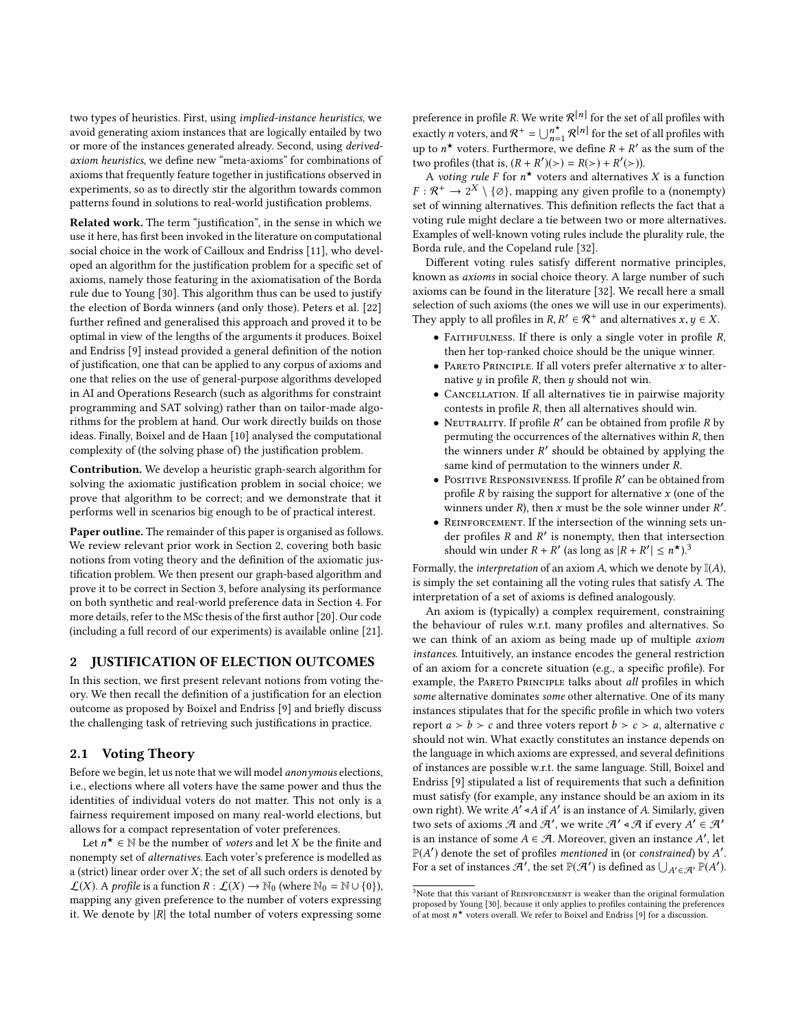two types of heuristics. First, using *implied-instance heuristics*, we avoid generating axiom instances that are logically entailed by two or more of the instances generated already. Second, using *derived-axiom heuristics*, we define new "meta-axioms" for combinations of axioms that frequently feature together in justifications observed in experiments, so as to directly stir the algorithm towards common patterns found in solutions to real-world justification problems.

**Related work.** The term "justification", in the sense in which we use it here, has first been invoked in the literature on computational social choice in the work of Cailloux and Endriss [11], who developed an algorithm for the justification problem for a specific set of axioms, namely those featuring in the axiomatisation of the Borda rule due to Young [30]. This algorithm thus can be used to justify the election of Borda winners (and only those). Peters et al. [22] further refined and generalised this approach and proved it to be optimal in view of the lengths of the arguments it produces. Boixel and Endriss [9] instead provided a general definition of the notion of justification, one that can be applied to any corpus of axioms and one that relies on the use of general-purpose algorithms developed in AI and Operations Research (such as algorithms for constraint programming and SAT solving) rather than on tailor-made algorithms for the problem at hand. Our work directly builds on those ideas. Finally, Boixel and de Haan [10] analysed the computational complexity of (the solving phase of) the justification problem.

**Contribution.** We develop a heuristic graph-search algorithm for solving the axiomatic justification problem in social choice; we prove that algorithm to be correct; and we demonstrate that it performs well in scenarios big enough to be of practical interest.

**Paper outline.** The remainder of this paper is organised as follows. We review relevant prior work in Section 2, covering both basic notions from voting theory and the definition of the axiomatic justification problem. We then present our graph-based algorithm and prove it to be correct in Section 3, before analysing its performance on both synthetic and real-world preference data in Section 4. For more details, refer to the MSc thesis of the first author [20]. Our code (including a full record of our experiments) is available online [21].

## 2 JUSTIFICATION OF ELECTION OUTCOMES

In this section, we first present relevant notions from voting theory. We then recall the definition of a justification for an election outcome as proposed by Boixel and Endriss [9] and briefly discuss the challenging task of retrieving such justifications in practice.

### 2.1 Voting Theory

Before we begin, let us note that we will model *anonymous* elections, i.e., elections where all voters have the same power and thus the identities of individual voters do not matter. This not only is a fairness requirement imposed on many real-world elections, but allows for a compact representation of voter preferences.

Let $n^\star \in \mathbb{N}$ be the number of *voters* and let $X$ be the finite and nonempty set of *alternatives*. Each voter's preference is modelled as a (strict) linear order over $X$; the set of all such orders is denoted by $\mathcal{L}(X)$. A *profile* is a function $R : \mathcal{L}(X) \to \mathbb{N}_0$ (where $\mathbb{N}_0 = \mathbb{N} \cup \{0\}$), mapping any given preference to the number of voters expressing it. We denote by $|R|$ the total number of voters expressing some preference in profile $R$. We write $\mathcal{R}^{[n]}$ for the set of all profiles with exactly $n$ voters, and $\mathcal{R}^+ = \bigcup_{n=1}^{n^\star} \mathcal{R}^{[n]}$ for the set of all profiles with up to $n^\star$ voters. Furthermore, we define $R + R'$ as the sum of the two profiles (that is, $(R + R')(\succ) = R(\succ) + R'(\succ)$).

A *voting rule* $F$ for $n^\star$ voters and alternatives $X$ is a function $F : \mathcal{R}^+ \to 2^X \setminus \{\emptyset\}$, mapping any given profile to a (nonempty) set of winning alternatives. This definition reflects the fact that a voting rule might declare a tie between two or more alternatives. Examples of well-known voting rules include the plurality rule, the Borda rule, and the Copeland rule [32].

Different voting rules satisfy different normative principles, known as *axioms* in social choice theory. A large number of such axioms can be found in the literature [32]. We recall here a small selection of such axioms (the ones we will use in our experiments). They apply to all profiles in $R, R' \in \mathcal{R}^+$ and alternatives $x, y \in X$.

- Faithfulness. If there is only a single voter in profile $R$, then her top-ranked choice should be the unique winner.
- Pareto Principle. If all voters prefer alternative $x$ to alternative $y$ in profile $R$, then $y$ should not win.
- Cancellation. If all alternatives tie in pairwise majority contests in profile $R$, then all alternatives should win.
- Neutrality. If profile $R'$ can be obtained from profile $R$ by permuting the occurrences of the alternatives within $R$, then the winners under $R'$ should be obtained by applying the same kind of permutation to the winners under $R$.
- Positive Responsiveness. If profile $R'$ can be obtained from profile $R$ by raising the support for alternative $x$ (one of the winners under $R$), then $x$ must be the sole winner under $R'$.
- Reinforcement. If the intersection of the winning sets under profiles $R$ and $R'$ is nonempty, then that intersection should win under $R + R'$ (as long as $|R + R'| \leq n^\star$).[3]

Formally, the *interpretation* of an axiom $A$, which we denote by $\mathbb{I}(A)$, is simply the set containing all the voting rules that satisfy $A$. The interpretation of a set of axioms is defined analogously.

An axiom is (typically) a complex requirement, constraining the behaviour of rules w.r.t. many profiles and alternatives. So we can think of an axiom as being made up of multiple *axiom instances*. Intuitively, an instance encodes the general restriction of an axiom for a concrete situation (e.g., a specific profile). For example, the Pareto Principle talks about *all* profiles in which *some* alternative dominates *some* other alternative. One of its many instances stipulates that for the specific profile in which two voters report $a \succ b \succ c$ and three voters report $b \succ c \succ a$, alternative $c$ should not win. What exactly constitutes an instance depends on the language in which axioms are expressed, and several definitions of instances are possible w.r.t. the same language. Still, Boixel and Endriss [9] stipulated a list of requirements that such a definition must satisfy (for example, any instance should be an axiom in its own right). We write $A' \lhd A$ if $A'$ is an instance of $A$. Similarly, given two sets of axioms $\mathcal{A}$ and $\mathcal{A}'$, we write $\mathcal{A}' \lhd \mathcal{A}$ if every $A' \in \mathcal{A}'$ is an instance of some $A \in \mathcal{A}$. Moreover, given an instance $A'$, let $\mathbb{P}(A')$ denote the set of profiles *mentioned* in (or *constrained*) by $A'$. For a set of instances $\mathcal{A}'$, the set $\mathbb{P}(\mathcal{A}')$ is defined as $\bigcup_{A' \in \mathcal{A}'} \mathbb{P}(A')$.

[3] Note that this variant of Reinforcement is weaker than the original formulation proposed by Young [30], because it only applies to profiles containing the preferences of at most $n^\star$ voters overall. We refer to Boixel and Endriss [9] for a discussion.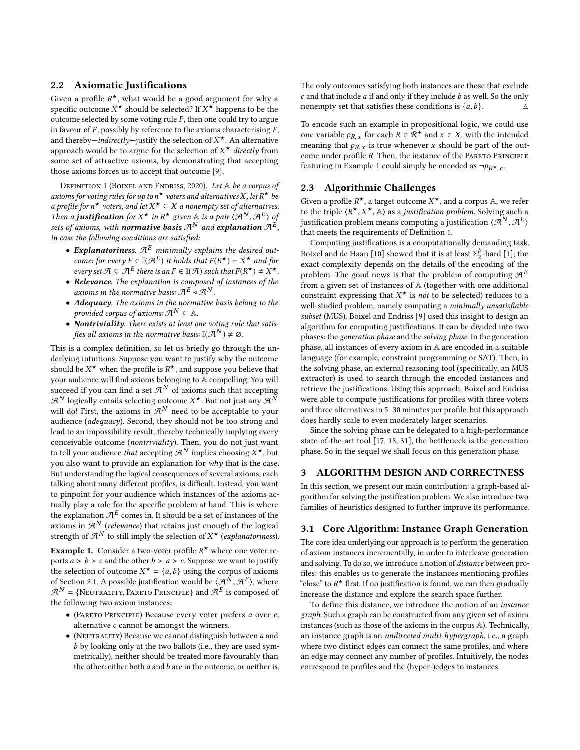### 2.2 Axiomatic Justifications

Given a profile $R^\star$, what would be a good argument for why a specific outcome $X^\star$ should be selected? If $X^\star$ happens to be the outcome selected by some voting rule $F$, then one could try to argue in favour of $F$, possibly by reference to the axioms characterising $F$, and thereby—*indirectly*—justify the selection of $X^\star$. An alternative approach would be to argue for the selection of $X^\star$ *directly* from some set of attractive axioms, by demonstrating that accepting those axioms forces us to accept that outcome [9].

Definition 1 (Boixel and Endriss, 2020). *Let $\mathbb{A}$ be a corpus of axioms for voting rules for up to $n^\star$ voters and alternatives $X$, let $R^\star$ be a profile for $n^\star$ voters, and let $X^\star \subseteq X$ a nonempty set of alternatives. Then a* ***justification*** *for $X^\star$ in $R^\star$ given $\mathbb{A}$ is a pair $\langle \mathcal{A}^N, \mathcal{A}^E \rangle$ of sets of axioms, with* ***normative basis*** *$\mathcal{A}^N$ and* ***explanation*** *$\mathcal{A}^E$, in case the following conditions are satisfied:*

- ***Explanatoriness.*** *$\mathcal{A}^E$ minimally explains the desired outcome: for every $F \in \mathbb{I}(\mathcal{A}^E)$ it holds that $F(R^\star) = X^\star$ and for every set $\mathcal{A} \subsetneq \mathcal{A}^E$ there is an $F \in \mathbb{I}(\mathcal{A})$ such that $F(R^\star) \neq X^\star$.*
- ***Relevance.*** *The explanation is composed of instances of the axioms in the normative basis: $\mathcal{A}^E \lessdot \mathcal{A}^N$.*
- ***Adequacy.*** *The axioms in the normative basis belong to the provided corpus of axioms: $\mathcal{A}^N \subseteq \mathbb{A}$.*
- ***Nontriviality.*** *There exists at least one voting rule that satisfies all axioms in the normative basis: $\mathbb{I}(\mathcal{A}^N) \neq \emptyset$.*

This is a complex definition, so let us briefly go through the underlying intuitions. Suppose you want to justify why the outcome should be $X^\star$ when the profile is $R^\star$, and suppose you believe that your audience will find axioms belonging to $\mathbb{A}$ compelling. You will succeed if you can find a set $\mathcal{A}^N$ of axioms such that accepting $\mathcal{A}^N$ logically entails selecting outcome $X^\star$. But not just any $\mathcal{A}^N$ will do! First, the axioms in $\mathcal{A}^N$ need to be acceptable to your audience (*adequacy*). Second, they should not be too strong and lead to an impossibility result, thereby technically implying every conceivable outcome (*nontriviality*). Then, you do not just want to tell your audience *that* accepting $\mathcal{A}^N$ implies choosing $X^\star$, but you also want to provide an explanation for *why* that is the case. But understanding the logical consequences of several axioms, each talking about many different profiles, is difficult. Instead, you want to pinpoint for your audience which instances of the axioms actually play a role for the specific problem at hand. This is where the explanation $\mathcal{A}^E$ comes in. It should be a set of instances of the axioms in $\mathcal{A}^N$ (*relevance*) that retains just enough of the logical strength of $\mathcal{A}^N$ to still imply the selection of $X^\star$ (*explanatoriness*).

**Example 1.** Consider a two-voter profile $R^\star$ where one voter reports $a \succ b \succ c$ and the other $b \succ a \succ c$. Suppose we want to justify the selection of outcome $X^\star = \{a, b\}$ using the corpus of axioms of Section 2.1. A possible justification would be $\langle \mathcal{A}^N, \mathcal{A}^E \rangle$, where $\mathcal{A}^N = \{$Neutrality, Pareto Principle$\}$ and $\mathcal{A}^E$ is composed of the following two axiom instances:

- (Pareto Principle) Because every voter prefers $a$ over $c$, alternative $c$ cannot be amongst the winners.
- (Neutrality) Because we cannot distinguish between $a$ and $b$ by looking only at the two ballots (i.e., they are used symmetrically), neither should be treated more favourably than the other: either both $a$ and $b$ are in the outcome, or neither is.

The only outcomes satisfying both instances are those that exclude $c$ and that include $a$ if and only if they include $b$ as well. So the only nonempty set that satisfies these conditions is $\{a, b\}$. △

To encode such an example in propositional logic, we could use one variable $p_{R,x}$ for each $R \in \mathcal{R}^+$ and $x \in X$, with the intended meaning that $p_{R,x}$ is true whenever $x$ should be part of the outcome under profile $R$. Then, the instance of the Pareto Principle featuring in Example 1 could simply be encoded as $\neg p_{R^\star,c}$.

### 2.3 Algorithmic Challenges

Given a profile $R^\star$, a target outcome $X^\star$, and a corpus $\mathbb{A}$, we refer to the triple $\langle R^\star, X^\star, \mathbb{A} \rangle$ as a *justification problem*. Solving such a justification problem means computing a justification $\langle \mathcal{A}^N, \mathcal{A}^E \rangle$ that meets the requirements of Definition 1.

Computing justifications is a computationally demanding task. Boixel and de Haan [10] showed that it is at least $\Sigma_2^p$-hard [1]; the exact complexity depends on the details of the encoding of the problem. The good news is that the problem of computing $\mathcal{A}^E$ from a given set of instances of $\mathbb{A}$ (together with one additional constraint expressing that $X^\star$ is *not* to be selected) reduces to a well-studied problem, namely computing a *minimally unsatisfiable subset* (MUS). Boixel and Endriss [9] used this insight to design an algorithm for computing justifications. It can be divided into two phases: the *generation phase* and the *solving phase*. In the generation phase, all instances of every axiom in $\mathbb{A}$ are encoded in a suitable language (for example, constraint programming or SAT). Then, in the solving phase, an external reasoning tool (specifically, an MUS extractor) is used to search through the encoded instances and retrieve the justifications. Using this approach, Boixel and Endriss were able to compute justifications for profiles with three voters and three alternatives in 5–30 minutes per profile, but this approach does hardly scale to even moderately larger scenarios.

Since the solving phase can be delegated to a high-performance state-of-the-art tool [17, 18, 31], the bottleneck is the generation phase. So in the sequel we shall focus on this generation phase.

## 3 ALGORITHM DESIGN AND CORRECTNESS

In this section, we present our main contribution: a graph-based algorithm for solving the justification problem. We also introduce two families of heuristics designed to further improve its performance.

### 3.1 Core Algorithm: Instance Graph Generation

The core idea underlying our approach is to perform the generation of axiom instances incrementally, in order to interleave generation and solving. To do so, we introduce a notion of *distance* between profiles: this enables us to generate the instances mentioning profiles "close" to $R^\star$ first. If no justification is found, we can then gradually increase the distance and explore the search space further.

To define this distance, we introduce the notion of an *instance graph*. Such a graph can be constructed from any given set of axiom instances (such as those of the axioms in the corpus $\mathbb{A}$). Technically, an instance graph is an *undirected multi-hypergraph*, i.e., a graph where two distinct edges can connect the same profiles, and where an edge may connect any number of profiles. Intuitively, the nodes correspond to profiles and the (hyper-)edges to instances.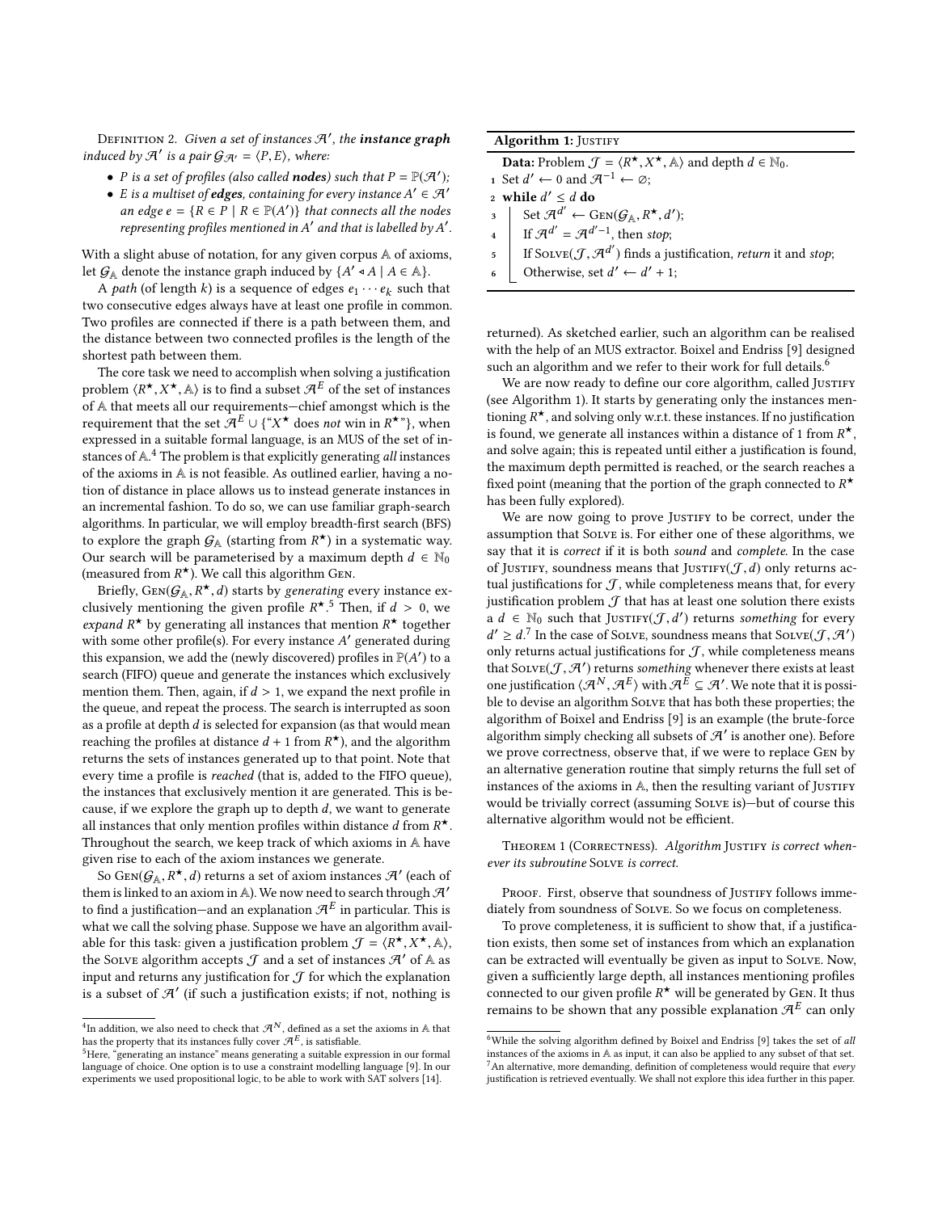Definition 2. *Given a set of instances $\mathcal{A}'$, the **instance graph** induced by $\mathcal{A}'$ is a pair $\mathcal{G}_{\mathcal{A}'} = \langle P, E \rangle$, where:*

- *$P$ is a set of profiles (also called **nodes**) such that $P = \mathbb{P}(\mathcal{A}')$;*
- *$E$ is a multiset of **edges**, containing for every instance $A' \in \mathcal{A}'$ an edge $e = \{R \in P \mid R \in \mathbb{P}(A')\}$ that connects all the nodes representing profiles mentioned in $A'$ and that is labelled by $A'$.*

With a slight abuse of notation, for any given corpus $\mathbb{A}$ of axioms, let $\mathcal{G}_{\mathbb{A}}$ denote the instance graph induced by $\{A' \triangleleft A \mid A \in \mathbb{A}\}$.

A *path* (of length $k$) is a sequence of edges $e_1 \cdots e_k$ such that two consecutive edges always have at least one profile in common. Two profiles are connected if there is a path between them, and the distance between two connected profiles is the length of the shortest path between them.

The core task we need to accomplish when solving a justification problem $\langle R^\star, X^\star, \mathbb{A} \rangle$ is to find a subset $\mathcal{A}^E$ of the set of instances of $\mathbb{A}$ that meets all our requirements—chief amongst which is the requirement that the set $\mathcal{A}^E \cup \{$"$X^\star$ does *not* win in $R^\star$"$\}$, when expressed in a suitable formal language, is an MUS of the set of instances of $\mathbb{A}$.[4] The problem is that explicitly generating *all* instances of the axioms in $\mathbb{A}$ is not feasible. As outlined earlier, having a notion of distance in place allows us to instead generate instances in an incremental fashion. To do so, we can use familiar graph-search algorithms. In particular, we will employ breadth-first search (BFS) to explore the graph $\mathcal{G}_{\mathbb{A}}$ (starting from $R^\star$) in a systematic way. Our search will be parameterised by a maximum depth $d \in \mathbb{N}_0$ (measured from $R^\star$). We call this algorithm Gen.

Briefly, Gen($\mathcal{G}_{\mathbb{A}}, R^\star, d$) starts by *generating* every instance exclusively mentioning the given profile $R^\star$.[5] Then, if $d > 0$, we *expand* $R^\star$ by generating all instances that mention $R^\star$ together with some other profile(s). For every instance $A'$ generated during this expansion, we add the (newly discovered) profiles in $\mathbb{P}(A')$ to a search (FIFO) queue and generate the instances which exclusively mention them. Then, again, if $d > 1$, we expand the next profile in the queue, and repeat the process. The search is interrupted as soon as a profile at depth $d$ is selected for expansion (as that would mean reaching the profiles at distance $d + 1$ from $R^\star$), and the algorithm returns the sets of instances generated up to that point. Note that every time a profile is *reached* (that is, added to the FIFO queue), the instances that exclusively mention it are generated. This is because, if we explore the graph up to depth $d$, we want to generate all instances that only mention profiles within distance $d$ from $R^\star$. Throughout the search, we keep track of which axioms in $\mathbb{A}$ have given rise to each of the axiom instances we generate.

So Gen($\mathcal{G}_{\mathbb{A}}, R^\star, d$) returns a set of axiom instances $\mathcal{A}'$ (each of them is linked to an axiom in $\mathbb{A}$). We now need to search through $\mathcal{A}'$ to find a justification—and an explanation $\mathcal{A}^E$ in particular. This is what we call the solving phase. Suppose we have an algorithm available for this task: given a justification problem $\mathcal{J} = \langle R^\star, X^\star, \mathbb{A} \rangle$, the Solve algorithm accepts $\mathcal{J}$ and a set of instances $\mathcal{A}'$ of $\mathbb{A}$ as input and returns any justification for $\mathcal{J}$ for which the explanation is a subset of $\mathcal{A}'$ (if such a justification exists; if not, nothing is returned). As sketched earlier, such an algorithm can be realised with the help of an MUS extractor. Boixel and Endriss [9] designed such an algorithm and we refer to their work for full details.[6]

**Algorithm 1:** Justify

**Data:** Problem $\mathcal{J} = \langle R^\star, X^\star, \mathbb{A} \rangle$ and depth $d \in \mathbb{N}_0$.

1. Set $d' \leftarrow 0$ and $\mathcal{A}^{-1} \leftarrow \varnothing$;
2. **while** $d' \leq d$ **do**
3. &nbsp;&nbsp;&nbsp;&nbsp;Set $\mathcal{A}^{d'} \leftarrow$ Gen($\mathcal{G}_{\mathbb{A}}, R^\star, d'$);
4. &nbsp;&nbsp;&nbsp;&nbsp;If $\mathcal{A}^{d'} = \mathcal{A}^{d'-1}$, then *stop*;
5. &nbsp;&nbsp;&nbsp;&nbsp;If Solve($\mathcal{J}, \mathcal{A}^{d'}$) finds a justification, *return* it and *stop*;
6. &nbsp;&nbsp;&nbsp;&nbsp;Otherwise, set $d' \leftarrow d' + 1$;

We are now ready to define our core algorithm, called Justify (see Algorithm 1). It starts by generating only the instances mentioning $R^\star$, and solving only w.r.t. these instances. If no justification is found, we generate all instances within a distance of 1 from $R^\star$, and solve again; this is repeated until either a justification is found, the maximum depth permitted is reached, or the search reaches a fixed point (meaning that the portion of the graph connected to $R^\star$ has been fully explored).

We are now going to prove Justify to be correct, under the assumption that Solve is. For either one of these algorithms, we say that it is *correct* if it is both *sound* and *complete*. In the case of Justify, soundness means that Justify($\mathcal{J}, d$) only returns actual justifications for $\mathcal{J}$, while completeness means that, for every justification problem $\mathcal{J}$ that has at least one solution there exists a $d \in \mathbb{N}_0$ such that Justify($\mathcal{J}, d'$) returns *something* for every $d' \geq d$.[7] In the case of Solve, soundness means that Solve($\mathcal{J}, \mathcal{A}'$) only returns actual justifications for $\mathcal{J}$, while completeness means that Solve($\mathcal{J}, \mathcal{A}'$) returns *something* whenever there exists at least one justification $\langle \mathcal{A}^N, \mathcal{A}^E \rangle$ with $\mathcal{A}^E \subseteq \mathcal{A}'$. We note that it is possible to devise an algorithm Solve that has both these properties; the algorithm of Boixel and Endriss [9] is an example (the brute-force algorithm simply checking all subsets of $\mathcal{A}'$ is another one). Before we prove correctness, observe that, if we were to replace Gen by an alternative generation routine that simply returns the full set of instances of the axioms in $\mathbb{A}$, then the resulting variant of Justify would be trivially correct (assuming Solve is)—but of course this alternative algorithm would not be efficient.

Theorem 1 (Correctness). *Algorithm Justify is correct whenever its subroutine Solve is correct.*

Proof. First, observe that soundness of Justify follows immediately from soundness of Solve. So we focus on completeness.

To prove completeness, it is sufficient to show that, if a justification exists, then some set of instances from which an explanation can be extracted will eventually be given as input to Solve. Now, given a sufficiently large depth, all instances mentioning profiles connected to our given profile $R^\star$ will be generated by Gen. It thus remains to be shown that any possible explanation $\mathcal{A}^E$ can only

---

[4] In addition, we also need to check that $\mathcal{A}^N$, defined as a set the axioms in $\mathbb{A}$ that has the property that its instances fully cover $\mathcal{A}^E$, is satisfiable.

[5] Here, "generating an instance" means generating a suitable expression in our formal language of choice. One option is to use a constraint modelling language [9]. In our experiments we used propositional logic, to be able to work with SAT solvers [14].

[6] While the solving algorithm defined by Boixel and Endriss [9] takes the set of *all* instances of the axioms in $\mathbb{A}$ as input, it can also be applied to any subset of that set.

[7] An alternative, more demanding, definition of completeness would require that *every* justification is retrieved eventually. We shall not explore this idea further in this paper.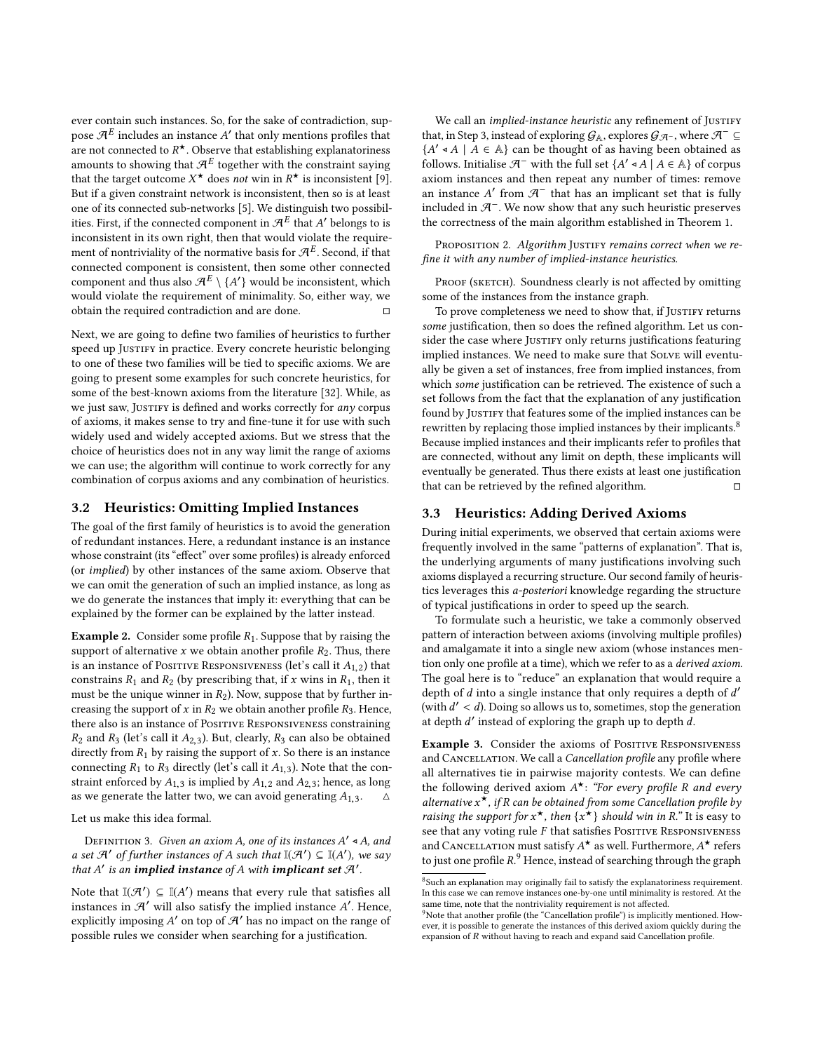ever contain such instances. So, for the sake of contradiction, suppose $\mathcal{A}^E$ includes an instance $A'$ that only mentions profiles that are not connected to $R^\star$. Observe that establishing explanatoriness amounts to showing that $\mathcal{A}^E$ together with the constraint saying that the target outcome $X^\star$ does *not* win in $R^\star$ is inconsistent [9]. But if a given constraint network is inconsistent, then so is at least one of its connected sub-networks [5]. We distinguish two possibilities. First, if the connected component in $\mathcal{A}^E$ that $A'$ belongs to is inconsistent in its own right, then that would violate the requirement of nontriviality of the normative basis for $\mathcal{A}^E$. Second, if that connected component is consistent, then some other connected component and thus also $\mathcal{A}^E \setminus \{A'\}$ would be inconsistent, which would violate the requirement of minimality. So, either way, we obtain the required contradiction and are done. □

Next, we are going to define two families of heuristics to further speed up Justify in practice. Every concrete heuristic belonging to one of these two families will be tied to specific axioms. We are going to present some examples for such concrete heuristics, for some of the best-known axioms from the literature [32]. While, as we just saw, Justify is defined and works correctly for *any* corpus of axioms, it makes sense to try and fine-tune it for use with such widely used and widely accepted axioms. But we stress that the choice of heuristics does not in any way limit the range of axioms we can use; the algorithm will continue to work correctly for any combination of corpus axioms and any combination of heuristics.

### 3.2 Heuristics: Omitting Implied Instances

The goal of the first family of heuristics is to avoid the generation of redundant instances. Here, a redundant instance is an instance whose constraint (its "effect" over some profiles) is already enforced (or *implied*) by other instances of the same axiom. Observe that we can omit the generation of such an implied instance, as long as we do generate the instances that imply it: everything that can be explained by the former can be explained by the latter instead.

**Example 2.** Consider some profile $R_1$. Suppose that by raising the support of alternative $x$ we obtain another profile $R_2$. Thus, there is an instance of Positive Responsiveness (let's call it $A_{1,2}$) that constrains $R_1$ and $R_2$ (by prescribing that, if $x$ wins in $R_1$, then it must be the unique winner in $R_2$). Now, suppose that by further increasing the support of $x$ in $R_2$ we obtain another profile $R_3$. Hence, there also is an instance of Positive Responsiveness constraining $R_2$ and $R_3$ (let's call it $A_{2,3}$). But, clearly, $R_3$ can also be obtained directly from $R_1$ by raising the support of $x$. So there is an instance connecting $R_1$ to $R_3$ directly (let's call it $A_{1,3}$). Note that the constraint enforced by $A_{1,3}$ is implied by $A_{1,2}$ and $A_{2,3}$; hence, as long as we generate the latter two, we can avoid generating $A_{1,3}$. △

Let us make this idea formal.

Definition 3. *Given an axiom $A$, one of its instances $A' \triangleleft A$, and a set $\mathcal{A}'$ of further instances of $A$ such that $\mathbb{I}(\mathcal{A}') \subseteq \mathbb{I}(A')$, we say that $A'$ is an* ***implied instance*** *of $A$ with* ***implicant set*** *$\mathcal{A}'$.*

Note that $\mathbb{I}(\mathcal{A}') \subseteq \mathbb{I}(A')$ means that every rule that satisfies all instances in $\mathcal{A}'$ will also satisfy the implied instance $A'$. Hence, explicitly imposing $A'$ on top of $\mathcal{A}'$ has no impact on the range of possible rules we consider when searching for a justification.

We call an *implied-instance heuristic* any refinement of Justify that, in Step 3, instead of exploring $\mathcal{G}_{\mathbb{A}}$, explores $\mathcal{G}_{\mathcal{A}^-}$, where $\mathcal{A}^- \subseteq \{A' \triangleleft A \mid A \in \mathbb{A}\}$ can be thought of as having been obtained as follows. Initialise $\mathcal{A}^-$ with the full set $\{A' \triangleleft A \mid A \in \mathbb{A}\}$ of corpus axiom instances and then repeat any number of times: remove an instance $A'$ from $\mathcal{A}^-$ that has an implicant set that is fully included in $\mathcal{A}^-$. We now show that any such heuristic preserves the correctness of the main algorithm established in Theorem 1.

Proposition 2. *Algorithm Justify remains correct when we refine it with any number of implied-instance heuristics.*

Proof (sketch). Soundness clearly is not affected by omitting some of the instances from the instance graph.

To prove completeness we need to show that, if Justify returns *some* justification, then so does the refined algorithm. Let us consider the case where Justify only returns justifications featuring implied instances. We need to make sure that Solve will eventually be given a set of instances, free from implied instances, from which *some* justification can be retrieved. The existence of such a set follows from the fact that the explanation of any justification found by Justify that features some of the implied instances can be rewritten by replacing those implied instances by their implicants.[8] Because implied instances and their implicants refer to profiles that are connected, without any limit on depth, these implicants will eventually be generated. Thus there exists at least one justification that can be retrieved by the refined algorithm. □

### 3.3 Heuristics: Adding Derived Axioms

During initial experiments, we observed that certain axioms were frequently involved in the same "patterns of explanation". That is, the underlying arguments of many justifications involving such axioms displayed a recurring structure. Our second family of heuristics leverages this *a-posteriori* knowledge regarding the structure of typical justifications in order to speed up the search.

To formulate such a heuristic, we take a commonly observed pattern of interaction between axioms (involving multiple profiles) and amalgamate it into a single new axiom (whose instances mention only one profile at a time), which we refer to as a *derived axiom*. The goal here is to "reduce" an explanation that would require a depth of $d$ into a single instance that only requires a depth of $d'$ (with $d' < d$). Doing so allows us to, sometimes, stop the generation at depth $d'$ instead of exploring the graph up to depth $d$.

**Example 3.** Consider the axioms of Positive Responsiveness and Cancellation. We call a *Cancellation profile* any profile where all alternatives tie in pairwise majority contests. We can define the following derived axiom $A^\star$: *"For every profile $R$ and every alternative $x^\star$, if $R$ can be obtained from some Cancellation profile by raising the support for $x^\star$, then $\{x^\star\}$ should win in $R$."* It is easy to see that any voting rule $F$ that satisfies Positive Responsiveness and Cancellation must satisfy $A^\star$ as well. Furthermore, $A^\star$ refers to just one profile $R$.[9] Hence, instead of searching through the graph

[8] Such an explanation may originally fail to satisfy the explanatoriness requirement. In this case we can remove instances one-by-one until minimality is restored. At the same time, note that the nontriviality requirement is not affected.

[9] Note that another profile (the "Cancellation profile") is implicitly mentioned. However, it is possible to generate the instances of this derived axiom quickly during the expansion of $R$ without having to reach and expand said Cancellation profile.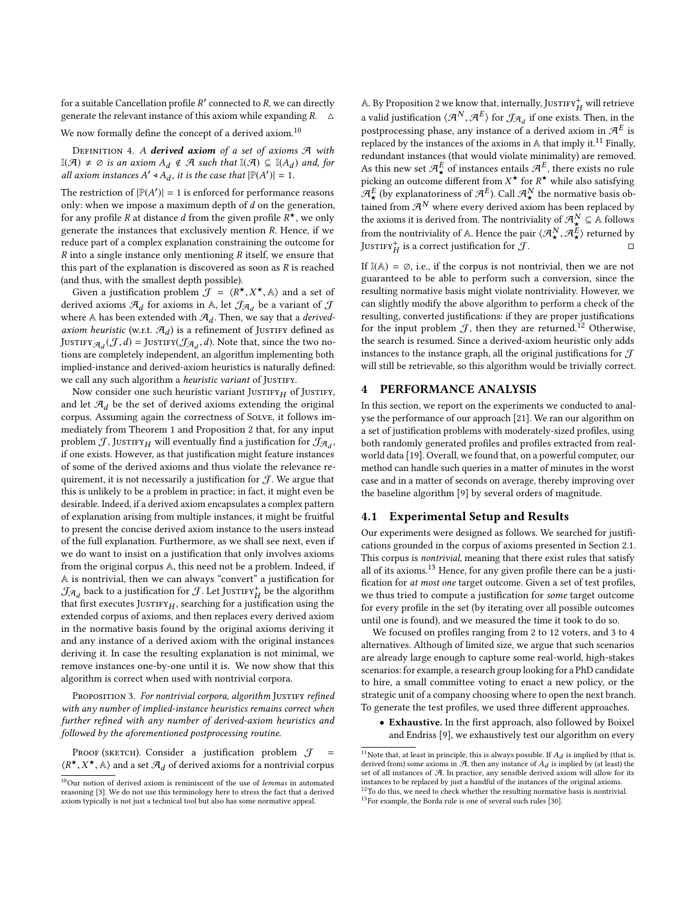for a suitable Cancellation profile $R'$ connected to $R$, we can directly generate the relevant instance of this axiom while expanding $R$. △

We now formally define the concept of a derived axiom.[10]

Definition 4. *A **derived axiom** of a set of axioms $\mathcal{A}$ with $\mathbb{I}(\mathcal{A}) \neq \emptyset$ is an axiom $A_d \notin \mathcal{A}$ such that $\mathbb{I}(\mathcal{A}) \subseteq \mathbb{I}(A_d)$ and, for all axiom instances $A' \triangleleft A_d$, it is the case that $|\mathbb{P}(A')| = 1$.*

The restriction of $|\mathbb{P}(A')| = 1$ is enforced for performance reasons only: when we impose a maximum depth of $d$ on the generation, for any profile $R$ at distance $d$ from the given profile $R^\star$, we only generate the instances that exclusively mention $R$. Hence, if we reduce part of a complex explanation constraining the outcome for $R$ into a single instance only mentioning $R$ itself, we ensure that this part of the explanation is discovered as soon as $R$ is reached (and thus, with the smallest depth possible).

Given a justification problem $\mathcal{J} = \langle R^\star, X^\star, \mathbb{A} \rangle$ and a set of derived axioms $\mathcal{A}_d$ for axioms in $\mathbb{A}$, let $\mathcal{J}_{\mathcal{A}_d}$ be a variant of $\mathcal{J}$ where $\mathbb{A}$ has been extended with $\mathcal{A}_d$. Then, we say that a *derived-axiom heuristic* (w.r.t. $\mathcal{A}_d$) is a refinement of Justify defined as $\text{Justify}_{\mathcal{A}_d}(\mathcal{J}, d) = \text{Justify}(\mathcal{J}_{\mathcal{A}_d}, d)$. Note that, since the two notions are completely independent, an algorithm implementing both implied-instance and derived-axiom heuristics is naturally defined: we call any such algorithm a *heuristic variant* of Justify.

Now consider one such heuristic variant $\text{Justify}_H$ of Justify, and let $\mathcal{A}_d$ be the set of derived axioms extending the original corpus. Assuming again the correctness of Solve, it follows immediately from Theorem 1 and Proposition 2 that, for any input problem $\mathcal{J}$, $\text{Justify}_H$ will eventually find a justification for $\mathcal{J}_{\mathcal{A}_d}$, if one exists. However, as that justification might feature instances of some of the derived axioms and thus violate the relevance requirement, it is not necessarily a justification for $\mathcal{J}$. We argue that this is unlikely to be a problem in practice; in fact, it might even be desirable. Indeed, if a derived axiom encapsulates a complex pattern of explanation arising from multiple instances, it might be fruitful to present the concise derived axiom instance to the users instead of the full explanation. Furthermore, as we shall see next, even if we do want to insist on a justification that only involves axioms from the original corpus $\mathbb{A}$, this need not be a problem. Indeed, if $\mathbb{A}$ is nontrivial, then we can always "convert" a justification for $\mathcal{J}_{\mathcal{A}_d}$ back to a justification for $\mathcal{J}$. Let $\text{Justify}_H^+$ be the algorithm that first executes $\text{Justify}_H$, searching for a justification using the extended corpus of axioms, and then replaces every derived axiom in the normative basis found by the original axioms deriving it and any instance of a derived axiom with the original instances deriving it. In case the resulting explanation is not minimal, we remove instances one-by-one until it is. We now show that this algorithm is correct when used with nontrivial corpora.

Proposition 3. *For nontrivial corpora, algorithm Justify refined with any number of implied-instance heuristics remains correct when further refined with any number of derived-axiom heuristics and followed by the aforementioned postprocessing routine.*

Proof (sketch). Consider a justification problem $\mathcal{J} = \langle R^\star, X^\star, \mathbb{A} \rangle$ and a set $\mathcal{A}_d$ of derived axioms for a nontrivial corpus $\mathbb{A}$. By Proposition 2 we know that, internally, $\text{Justify}_H^+$ will retrieve a valid justification $\langle \mathcal{A}^N, \mathcal{A}^E \rangle$ for $\mathcal{J}_{\mathcal{A}_d}$ if one exists. Then, in the postprocessing phase, any instance of a derived axiom in $\mathcal{A}^E$ is replaced by the instances of the axioms in $\mathbb{A}$ that imply it.[11] Finally, redundant instances (that would violate minimality) are removed. As this new set $\mathcal{A}^E_\star$ of instances entails $\mathcal{A}^E$, there exists no rule picking an outcome different from $X^\star$ for $R^\star$ while also satisfying $\mathcal{A}^E_\star$ (by explanatoriness of $\mathcal{A}^E$). Call $\mathcal{A}^N_\star$ the normative basis obtained from $\mathcal{A}^N$ where every derived axiom has been replaced by the axioms it is derived from. The nontriviality of $\mathcal{A}^N_\star \subseteq \mathbb{A}$ follows from the nontriviality of $\mathbb{A}$. Hence the pair $\langle \mathcal{A}^N_\star, \mathcal{A}^E_\star \rangle$ returned by $\text{Justify}_H^+$ is a correct justification for $\mathcal{J}$. □

If $\mathbb{I}(\mathbb{A}) = \emptyset$, i.e., if the corpus is not nontrivial, then we are not guaranteed to be able to perform such a conversion, since the resulting normative basis might violate nontriviality. However, we can slightly modify the above algorithm to perform a check of the resulting, converted justifications: if they are proper justifications for the input problem $\mathcal{J}$, then they are returned.[12] Otherwise, the search is resumed. Since a derived-axiom heuristic only adds instances to the instance graph, all the original justifications for $\mathcal{J}$ will still be retrievable, so this algorithm would be trivially correct.

## 4 PERFORMANCE ANALYSIS

In this section, we report on the experiments we conducted to analyse the performance of our approach [21]. We ran our algorithm on a set of justification problems with moderately-sized profiles, using both randomly generated profiles and profiles extracted from real-world data [19]. Overall, we found that, on a powerful computer, our method can handle such queries in a matter of minutes in the worst case and in a matter of seconds on average, thereby improving over the baseline algorithm [9] by several orders of magnitude.

### 4.1 Experimental Setup and Results

Our experiments were designed as follows. We searched for justifications grounded in the corpus of axioms presented in Section 2.1. This corpus is *nontrivial*, meaning that there exist rules that satisfy all of its axioms.[13] Hence, for any given profile there can be a justification for *at most one* target outcome. Given a set of test profiles, we thus tried to compute a justification for *some* target outcome for every profile in the set (by iterating over all possible outcomes until one is found), and we measured the time it took to do so.

We focused on profiles ranging from 2 to 12 voters, and 3 to 4 alternatives. Although of limited size, we argue that such scenarios are already large enough to capture some real-world, high-stakes scenarios: for example, a research group looking for a PhD candidate to hire, a small committee voting to enact a new policy, or the strategic unit of a company choosing where to open the next branch. To generate the test profiles, we used three different approaches.

- **Exhaustive.** In the first approach, also followed by Boixel and Endriss [9], we exhaustively test our algorithm on every

[10] Our notion of derived axiom is reminiscent of the use of *lemmas* in automated reasoning [3]. We do not use this terminology here to stress the fact that a derived axiom typically is not just a technical tool but also has some normative appeal.

[11] Note that, at least in principle, this is always possible. If $A_d$ is implied by (that is, derived from) some axioms in $\mathcal{A}$, then any instance of $A_d$ is implied by (at least) the set of all instances of $\mathcal{A}$. In practice, any sensible derived axiom will allow for its instances to be replaced by just a handful of the instances of the original axioms.

[12] To do this, we need to check whether the resulting normative basis is nontrivial.

[13] For example, the Borda rule is one of several such rules [30].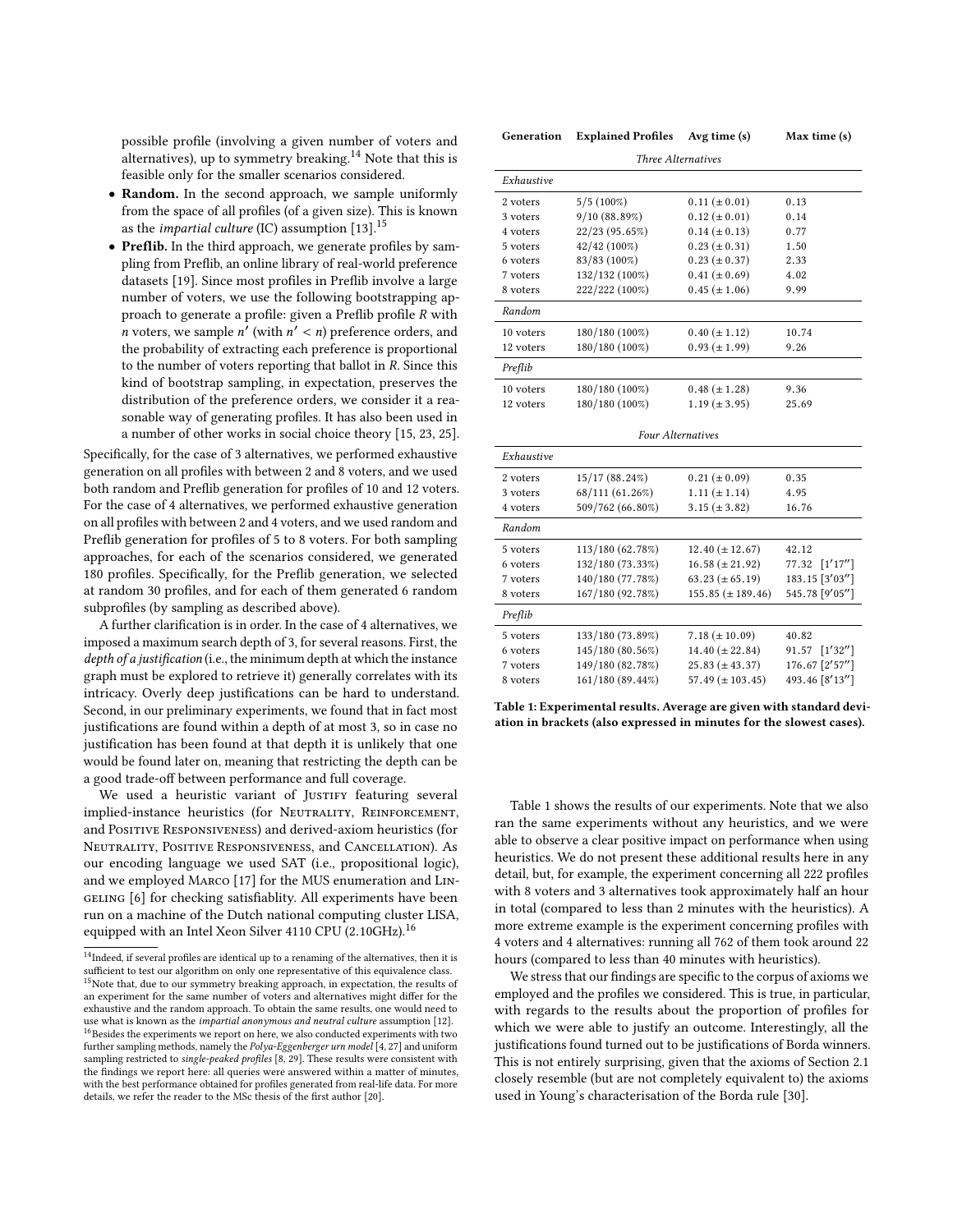possible profile (involving a given number of voters and alternatives), up to symmetry breaking.[14] Note that this is feasible only for the smaller scenarios considered.

- **Random.** In the second approach, we sample uniformly from the space of all profiles (of a given size). This is known as the *impartial culture* (IC) assumption [13].[15]
- **Preflib.** In the third approach, we generate profiles by sampling from Preflib, an online library of real-world preference datasets [19]. Since most profiles in Preflib involve a large number of voters, we use the following bootstrapping approach to generate a profile: given a Preflib profile $R$ with $n$ voters, we sample $n'$ (with $n' < n$) preference orders, and the probability of extracting each preference is proportional to the number of voters reporting that ballot in $R$. Since this kind of bootstrap sampling, in expectation, preserves the distribution of the preference orders, we consider it a reasonable way of generating profiles. It has also been used in a number of other works in social choice theory [15, 23, 25].

Specifically, for the case of 3 alternatives, we performed exhaustive generation on all profiles with between 2 and 8 voters, and we used both random and Preflib generation for profiles of 10 and 12 voters. For the case of 4 alternatives, we performed exhaustive generation on all profiles with between 2 and 4 voters, and we used random and Preflib generation for profiles of 5 to 8 voters. For both sampling approaches, for each of the scenarios considered, we generated 180 profiles. Specifically, for the Preflib generation, we selected at random 30 profiles, and for each of them generated 6 random subprofiles (by sampling as described above).

A further clarification is in order. In the case of 4 alternatives, we imposed a maximum search depth of 3, for several reasons. First, the *depth of a justification* (i.e., the minimum depth at which the instance graph must be explored to retrieve it) generally correlates with its intricacy. Overly deep justifications can be hard to understand. Second, in our preliminary experiments, we found that in fact most justifications are found within a depth of at most 3, so in case no justification has been found at that depth it is unlikely that one would be found later on, meaning that restricting the depth can be a good trade-off between performance and full coverage.

We used a heuristic variant of Justify featuring several implied-instance heuristics (for Neutrality, Reinforcement, and Positive Responsiveness) and derived-axiom heuristics (for Neutrality, Positive Responsiveness, and Cancellation). As our encoding language we used SAT (i.e., propositional logic), and we employed Marco [17] for the MUS enumeration and Lingeling [6] for checking satisfiablity. All experiments have been run on a machine of the Dutch national computing cluster LISA, equipped with an Intel Xeon Silver 4110 CPU (2.10GHz).[16]

[14] Indeed, if several profiles are identical up to a renaming of the alternatives, then it is sufficient to test our algorithm on only one representative of this equivalence class.

[15] Note that, due to our symmetry breaking approach, in expectation, the results of an experiment for the same number of voters and alternatives might differ for the exhaustive and the random approach. To obtain the same results, one would need to use what is known as the *impartial anonymous and neutral culture* assumption [12].

[16] Besides the experiments we report on here, we also conducted experiments with two further sampling methods, namely the *Polya-Eggenberger urn model* [4, 27] and uniform sampling restricted to *single-peaked profiles* [8, 29]. These results were consistent with the findings we report here: all queries were answered within a matter of minutes, with the best performance obtained for profiles generated from real-life data. For more details, we refer the reader to the MSc thesis of the first author [20].

| Generation | Explained Profiles | Avg time (s) | Max time (s) |
|---|---|---|---|
| *Three Alternatives* | | | |
| *Exhaustive* | | | |
| 2 voters | 5/5 (100%) | 0.11 (± 0.01) | 0.13 |
| 3 voters | 9/10 (88.89%) | 0.12 (± 0.01) | 0.14 |
| 4 voters | 22/23 (95.65%) | 0.14 (± 0.13) | 0.77 |
| 5 voters | 42/42 (100%) | 0.23 (± 0.31) | 1.50 |
| 6 voters | 83/83 (100%) | 0.23 (± 0.37) | 2.33 |
| 7 voters | 132/132 (100%) | 0.41 (± 0.69) | 4.02 |
| 8 voters | 222/222 (100%) | 0.45 (± 1.06) | 9.99 |
| *Random* | | | |
| 10 voters | 180/180 (100%) | 0.40 (± 1.12) | 10.74 |
| 12 voters | 180/180 (100%) | 0.93 (± 1.99) | 9.26 |
| *Preflib* | | | |
| 10 voters | 180/180 (100%) | 0.48 (± 1.28) | 9.36 |
| 12 voters | 180/180 (100%) | 1.19 (± 3.95) | 25.69 |
| *Four Alternatives* | | | |
| *Exhaustive* | | | |
| 2 voters | 15/17 (88.24%) | 0.21 (± 0.09) | 0.35 |
| 3 voters | 68/111 (61.26%) | 1.11 (± 1.14) | 4.95 |
| 4 voters | 509/762 (66.80%) | 3.15 (± 3.82) | 16.76 |
| *Random* | | | |
| 5 voters | 113/180 (62.78%) | 12.40 (± 12.67) | 42.12 |
| 6 voters | 132/180 (73.33%) | 16.58 (± 21.92) | 77.32 [1′17″] |
| 7 voters | 140/180 (77.78%) | 63.23 (± 65.19) | 183.15 [3′03″] |
| 8 voters | 167/180 (92.78%) | 155.85 (± 189.46) | 545.78 [9′05″] |
| *Preflib* | | | |
| 5 voters | 133/180 (73.89%) | 7.18 (± 10.09) | 40.82 |
| 6 voters | 145/180 (80.56%) | 14.40 (± 22.84) | 91.57 [1′32″] |
| 7 voters | 149/180 (82.78%) | 25.83 (± 43.37) | 176.67 [2′57″] |
| 8 voters | 161/180 (89.44%) | 57.49 (± 103.45) | 493.46 [8′13″] |

**Table 1: Experimental results. Average are given with standard deviation in brackets (also expressed in minutes for the slowest cases).**

Table 1 shows the results of our experiments. Note that we also ran the same experiments without any heuristics, and we were able to observe a clear positive impact on performance when using heuristics. We do not present these additional results here in any detail, but, for example, the experiment concerning all 222 profiles with 8 voters and 3 alternatives took approximately half an hour in total (compared to less than 2 minutes with the heuristics). A more extreme example is the experiment concerning profiles with 4 voters and 4 alternatives: running all 762 of them took around 22 hours (compared to less than 40 minutes with heuristics).

We stress that our findings are specific to the corpus of axioms we employed and the profiles we considered. This is true, in particular, with regards to the results about the proportion of profiles for which we were able to justify an outcome. Interestingly, all the justifications found turned out to be justifications of Borda winners. This is not entirely surprising, given that the axioms of Section 2.1 closely resemble (but are not completely equivalent to) the axioms used in Young's characterisation of the Borda rule [30].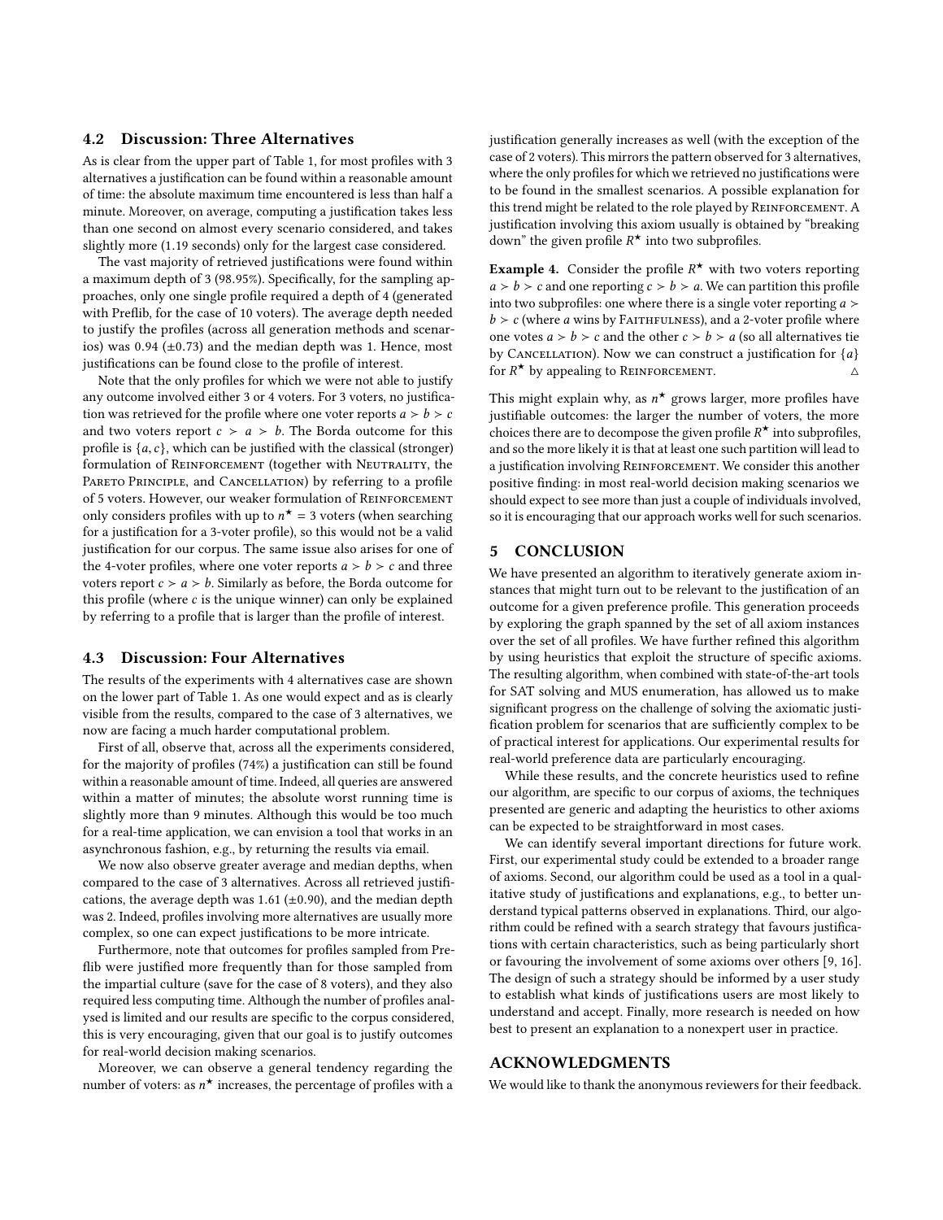### 4.2 Discussion: Three Alternatives

As is clear from the upper part of Table 1, for most profiles with 3 alternatives a justification can be found within a reasonable amount of time: the absolute maximum time encountered is less than half a minute. Moreover, on average, computing a justification takes less than one second on almost every scenario considered, and takes slightly more (1.19 seconds) only for the largest case considered.

The vast majority of retrieved justifications were found within a maximum depth of 3 (98.95%). Specifically, for the sampling approaches, only one single profile required a depth of 4 (generated with Preflib, for the case of 10 voters). The average depth needed to justify the profiles (across all generation methods and scenarios) was 0.94 (±0.73) and the median depth was 1. Hence, most justifications can be found close to the profile of interest.

Note that the only profiles for which we were not able to justify any outcome involved either 3 or 4 voters. For 3 voters, no justification was retrieved for the profile where one voter reports $a \succ b \succ c$ and two voters report $c \succ a \succ b$. The Borda outcome for this profile is $\{a, c\}$, which can be justified with the classical (stronger) formulation of Reinforcement (together with Neutrality, the Pareto Principle, and Cancellation) by referring to a profile of 5 voters. However, our weaker formulation of Reinforcement only considers profiles with up to $n^\star = 3$ voters (when searching for a justification for a 3-voter profile), so this would not be a valid justification for our corpus. The same issue also arises for one of the 4-voter profiles, where one voter reports $a \succ b \succ c$ and three voters report $c \succ a \succ b$. Similarly as before, the Borda outcome for this profile (where $c$ is the unique winner) can only be explained by referring to a profile that is larger than the profile of interest.

### 4.3 Discussion: Four Alternatives

The results of the experiments with 4 alternatives case are shown on the lower part of Table 1. As one would expect and as is clearly visible from the results, compared to the case of 3 alternatives, we now are facing a much harder computational problem.

First of all, observe that, across all the experiments considered, for the majority of profiles (74%) a justification can still be found within a reasonable amount of time. Indeed, all queries are answered within a matter of minutes; the absolute worst running time is slightly more than 9 minutes. Although this would be too much for a real-time application, we can envision a tool that works in an asynchronous fashion, e.g., by returning the results via email.

We now also observe greater average and median depths, when compared to the case of 3 alternatives. Across all retrieved justifications, the average depth was 1.61 (±0.90), and the median depth was 2. Indeed, profiles involving more alternatives are usually more complex, so one can expect justifications to be more intricate.

Furthermore, note that outcomes for profiles sampled from Preflib were justified more frequently than for those sampled from the impartial culture (save for the case of 8 voters), and they also required less computing time. Although the number of profiles analysed is limited and our results are specific to the corpus considered, this is very encouraging, given that our goal is to justify outcomes for real-world decision making scenarios.

Moreover, we can observe a general tendency regarding the number of voters: as $n^\star$ increases, the percentage of profiles with a justification generally increases as well (with the exception of the case of 2 voters). This mirrors the pattern observed for 3 alternatives, where the only profiles for which we retrieved no justifications were to be found in the smallest scenarios. A possible explanation for this trend might be related to the role played by Reinforcement. A justification involving this axiom usually is obtained by "breaking down" the given profile $R^\star$ into two subprofiles.

**Example 4.** Consider the profile $R^\star$ with two voters reporting $a \succ b \succ c$ and one reporting $c \succ b \succ a$. We can partition this profile into two subprofiles: one where there is a single voter reporting $a \succ b \succ c$ (where $a$ wins by Faithfulness), and a 2-voter profile where one votes $a \succ b \succ c$ and the other $c \succ b \succ a$ (so all alternatives tie by Cancellation). Now we can construct a justification for $\{a\}$ for $R^\star$ by appealing to Reinforcement. △

This might explain why, as $n^\star$ grows larger, more profiles have justifiable outcomes: the larger the number of voters, the more choices there are to decompose the given profile $R^\star$ into subprofiles, and so the more likely it is that at least one such partition will lead to a justification involving Reinforcement. We consider this another positive finding: in most real-world decision making scenarios we should expect to see more than just a couple of individuals involved, so it is encouraging that our approach works well for such scenarios.

## 5 CONCLUSION

We have presented an algorithm to iteratively generate axiom instances that might turn out to be relevant to the justification of an outcome for a given preference profile. This generation proceeds by exploring the graph spanned by the set of all axiom instances over the set of all profiles. We have further refined this algorithm by using heuristics that exploit the structure of specific axioms. The resulting algorithm, when combined with state-of-the-art tools for SAT solving and MUS enumeration, has allowed us to make significant progress on the challenge of solving the axiomatic justification problem for scenarios that are sufficiently complex to be of practical interest for applications. Our experimental results for real-world preference data are particularly encouraging.

While these results, and the concrete heuristics used to refine our algorithm, are specific to our corpus of axioms, the techniques presented are generic and adapting the heuristics to other axioms can be expected to be straightforward in most cases.

We can identify several important directions for future work. First, our experimental study could be extended to a broader range of axioms. Second, our algorithm could be used as a tool in a qualitative study of justifications and explanations, e.g., to better understand typical patterns observed in explanations. Third, our algorithm could be refined with a search strategy that favours justifications with certain characteristics, such as being particularly short or favouring the involvement of some axioms over others [9, 16]. The design of such a strategy should be informed by a user study to establish what kinds of justifications users are most likely to understand and accept. Finally, more research is needed on how best to present an explanation to a nonexpert user in practice.

## ACKNOWLEDGMENTS

We would like to thank the anonymous reviewers for their feedback.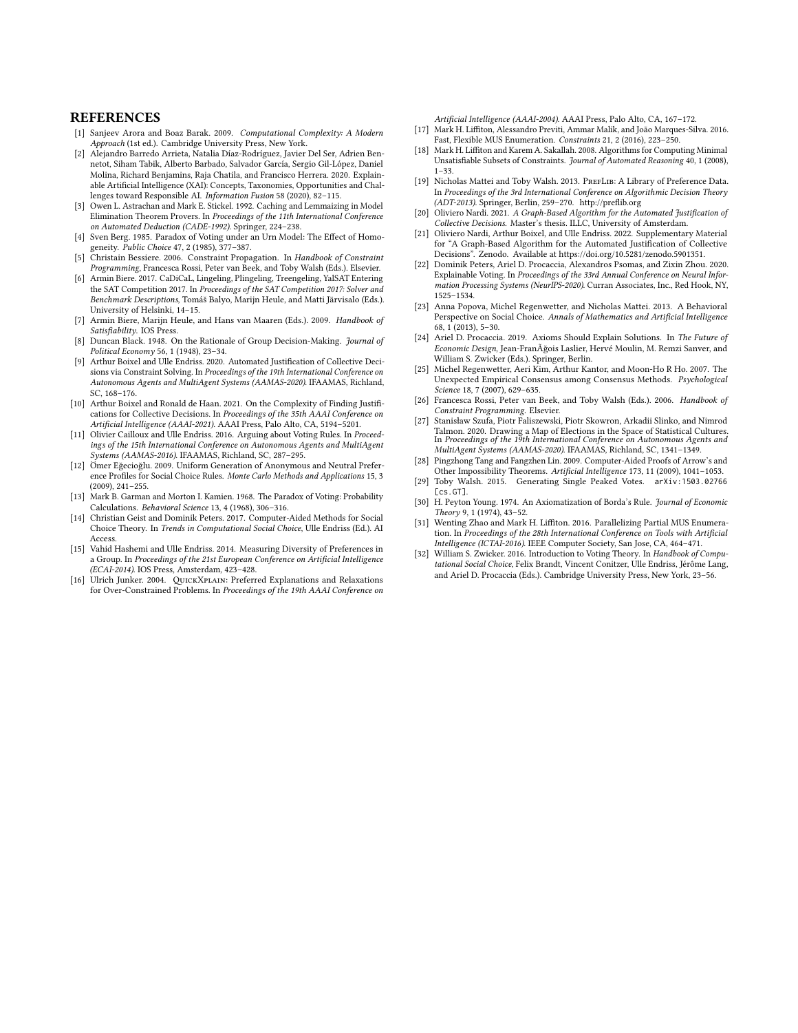# REFERENCES

[1] Sanjeev Arora and Boaz Barak. 2009. *Computational Complexity: A Modern Approach* (1st ed.). Cambridge University Press, New York.

[2] Alejandro Barredo Arrieta, Natalia Díaz-Rodríguez, Javier Del Ser, Adrien Bennetot, Siham Tabik, Alberto Barbado, Salvador García, Sergio Gil-López, Daniel Molina, Richard Benjamins, Raja Chatila, and Francisco Herrera. 2020. Explainable Artificial Intelligence (XAI): Concepts, Taxonomies, Opportunities and Challenges toward Responsible AI. *Information Fusion* 58 (2020), 82–115.

[3] Owen L. Astrachan and Mark E. Stickel. 1992. Caching and Lemmaizing in Model Elimination Theorem Provers. In *Proceedings of the 11th International Conference on Automated Deduction (CADE-1992)*. Springer, 224–238.

[4] Sven Berg. 1985. Paradox of Voting under an Urn Model: The Effect of Homogeneity. *Public Choice* 47, 2 (1985), 377–387.

[5] Christain Bessiere. 2006. Constraint Propagation. In *Handbook of Constraint Programming*, Francesca Rossi, Peter van Beek, and Toby Walsh (Eds.). Elsevier.

[6] Armin Biere. 2017. CaDiCaL, Lingeling, Plingeling, Treengeling, YalSAT Entering the SAT Competition 2017. In *Proceedings of the SAT Competition 2017: Solver and Benchmark Descriptions*, Tomáš Balyo, Marijn Heule, and Matti Järvisalo (Eds.). University of Helsinki, 14–15.

[7] Armin Biere, Marijn Heule, and Hans van Maaren (Eds.). 2009. *Handbook of Satisfiability*. IOS Press.

[8] Duncan Black. 1948. On the Rationale of Group Decision-Making. *Journal of Political Economy* 56, 1 (1948), 23–34.

[9] Arthur Boixel and Ulle Endriss. 2020. Automated Justification of Collective Decisions via Constraint Solving. In *Proceedings of the 19th International Conference on Autonomous Agents and MultiAgent Systems (AAMAS-2020)*. IFAAMAS, Richland, SC, 168–176.

[10] Arthur Boixel and Ronald de Haan. 2021. On the Complexity of Finding Justifications for Collective Decisions. In *Proceedings of the 35th AAAI Conference on Artificial Intelligence (AAAI-2021)*. AAAI Press, Palo Alto, CA, 5194–5201.

[11] Olivier Cailloux and Ulle Endriss. 2016. Arguing about Voting Rules. In *Proceedings of the 15th International Conference on Autonomous Agents and MultiAgent Systems (AAMAS-2016)*. IFAAMAS, Richland, SC, 287–295.

[12] Ömer Eğecioğlu. 2009. Uniform Generation of Anonymous and Neutral Preference Profiles for Social Choice Rules. *Monte Carlo Methods and Applications* 15, 3 (2009), 241–255.

[13] Mark B. Garman and Morton I. Kamien. 1968. The Paradox of Voting: Probability Calculations. *Behavioral Science* 13, 4 (1968), 306–316.

[14] Christian Geist and Dominik Peters. 2017. Computer-Aided Methods for Social Choice Theory. In *Trends in Computational Social Choice*, Ulle Endriss (Ed.). AI Access.

[15] Vahid Hashemi and Ulle Endriss. 2014. Measuring Diversity of Preferences in a Group. In *Proceedings of the 21st European Conference on Artificial Intelligence (ECAI-2014)*. IOS Press, Amsterdam, 423–428.

[16] Ulrich Junker. 2004. QuickXplain: Preferred Explanations and Relaxations for Over-Constrained Problems. In *Proceedings of the 19th AAAI Conference on Artificial Intelligence (AAAI-2004)*. AAAI Press, Palo Alto, CA, 167–172.

[17] Mark H. Liffiton, Alessandro Previti, Ammar Malik, and João Marques-Silva. 2016. Fast, Flexible MUS Enumeration. *Constraints* 21, 2 (2016), 223–250.

[18] Mark H. Liffiton and Karem A. Sakallah. 2008. Algorithms for Computing Minimal Unsatisfiable Subsets of Constraints. *Journal of Automated Reasoning* 40, 1 (2008), 1–33.

[19] Nicholas Mattei and Toby Walsh. 2013. PrefLib: A Library of Preference Data. In *Proceedings of the 3rd International Conference on Algorithmic Decision Theory (ADT-2013)*. Springer, Berlin, 259–270. http://preflib.org

[20] Oliviero Nardi. 2021. *A Graph-Based Algorithm for the Automated Justification of Collective Decisions*. Master's thesis. ILLC, University of Amsterdam.

[21] Oliviero Nardi, Arthur Boixel, and Ulle Endriss. 2022. Supplementary Material for "A Graph-Based Algorithm for the Automated Justification of Collective Decisions". Zenodo. Available at https://doi.org/10.5281/zenodo.5901351.

[22] Dominik Peters, Ariel D. Procaccia, Alexandros Psomas, and Zixin Zhou. 2020. Explainable Voting. In *Proceedings of the 33rd Annual Conference on Neural Information Processing Systems (NeurIPS-2020)*. Curran Associates, Inc., Red Hook, NY, 1525–1534.

[23] Anna Popova, Michel Regenwetter, and Nicholas Mattei. 2013. A Behavioral Perspective on Social Choice. *Annals of Mathematics and Artificial Intelligence* 68, 1 (2013), 5–30.

[24] Ariel D. Procaccia. 2019. Axioms Should Explain Solutions. In *The Future of Economic Design*, Jean-FranĂğois Laslier, Hervé Moulin, M. Remzi Sanver, and William S. Zwicker (Eds.). Springer, Berlin.

[25] Michel Regenwetter, Aeri Kim, Arthur Kantor, and Moon-Ho R Ho. 2007. The Unexpected Empirical Consensus among Consensus Methods. *Psychological Science* 18, 7 (2007), 629–635.

[26] Francesca Rossi, Peter van Beek, and Toby Walsh (Eds.). 2006. *Handbook of Constraint Programming*. Elsevier.

[27] Stanisław Szufa, Piotr Faliszewski, Piotr Skowron, Arkadii Slinko, and Nimrod Talmon. 2020. Drawing a Map of Elections in the Space of Statistical Cultures. In *Proceedings of the 19th International Conference on Autonomous Agents and MultiAgent Systems (AAMAS-2020)*. IFAAMAS, Richland, SC, 1341–1349.

[28] Pingzhong Tang and Fangzhen Lin. 2009. Computer-Aided Proofs of Arrow's and Other Impossibility Theorems. *Artificial Intelligence* 173, 11 (2009), 1041–1053.

[29] Toby Walsh. 2015. Generating Single Peaked Votes. arXiv:1503.02766 [cs.GT].

[30] H. Peyton Young. 1974. An Axiomatization of Borda's Rule. *Journal of Economic Theory* 9, 1 (1974), 43–52.

[31] Wenting Zhao and Mark H. Liffiton. 2016. Parallelizing Partial MUS Enumeration. In *Proceedings of the 28th International Conference on Tools with Artificial Intelligence (ICTAI-2016)*. IEEE Computer Society, San Jose, CA, 464–471.

[32] William S. Zwicker. 2016. Introduction to Voting Theory. In *Handbook of Computational Social Choice*, Felix Brandt, Vincent Conitzer, Ulle Endriss, Jérôme Lang, and Ariel D. Procaccia (Eds.). Cambridge University Press, New York, 23–56.